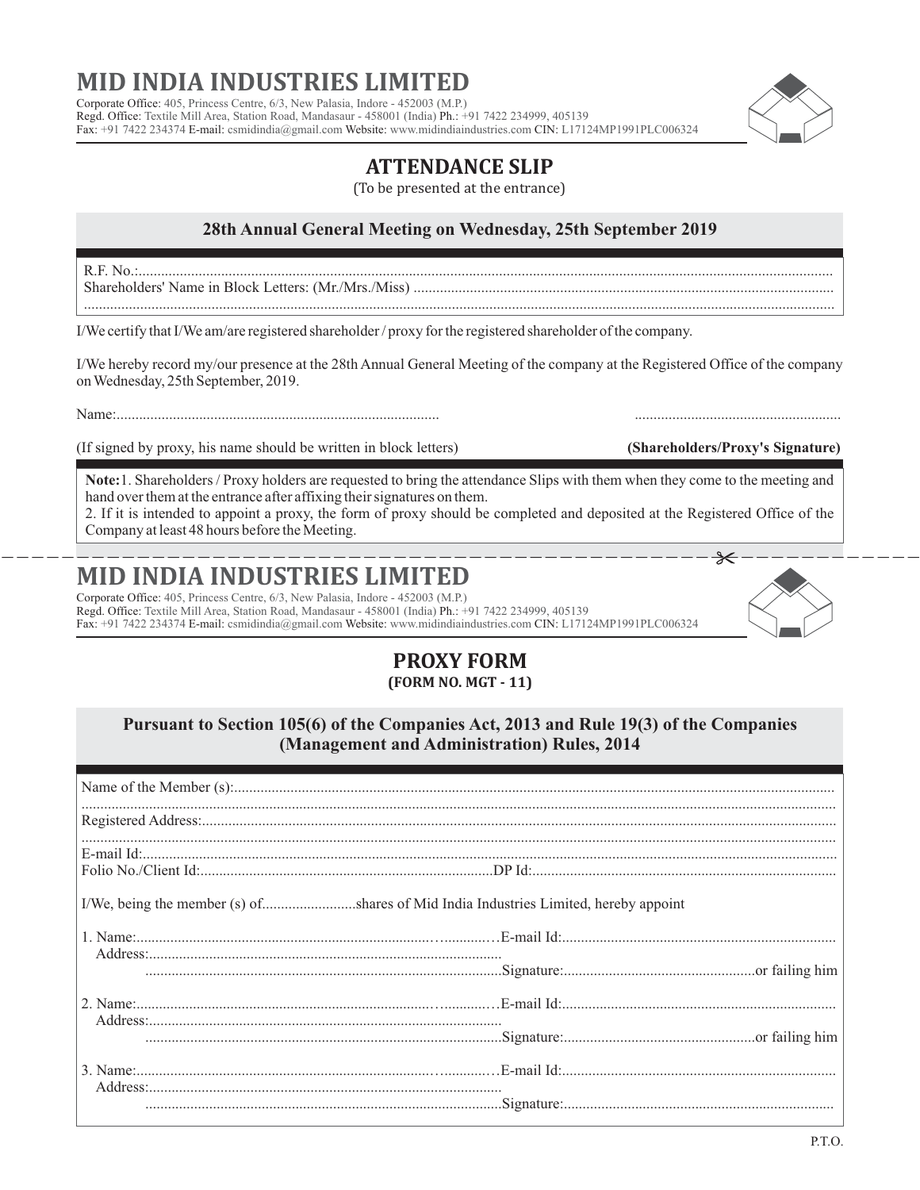# MID INDIA INDUSTRIES LIMITED

Corporate Office: 405, Princess Centre, 6/3, New Palasia, Indore - 452003 (M.P.)
Regd. Office: Textile Mill Area, Station Road, Mandasaur - 458001 (India) Ph.: +91 7422 234999, 405139
Fax: +91 7422 234374 E-mail: csmidindia@gmail.com Website: www.midindiaindustries.com CIN: L17124MP1991PLC006324

## ATTENDANCE SLIP

(To be presented at the entrance)

### 28th Annual General Meeting on Wednesday, 25th September 2019

R.F. No.:......................................................................................................................................................................

Shareholders' Name in Block Letters: (Mr./Mrs./Miss) ..............................................................................................

..................................................................................................................................................................................

I/We certify that I/We am/are registered shareholder / proxy for the registered shareholder of the company.

I/We hereby record my/our presence at the 28th Annual General Meeting of the company at the Registered Office of the company on Wednesday, 25th September, 2019.

Name:......................................................................................                                    .......................................................

(If signed by proxy, his name should be written in block letters)                                    **(Shareholders/Proxy's Signature)**

**Note:** 1. Shareholders / Proxy holders are requested to bring the attendance Slips with them when they come to the meeting and hand over them at the entrance after affixing their signatures on them.
2. If it is intended to appoint a proxy, the form of proxy should be completed and deposited at the Registered Office of the Company at least 48 hours before the Meeting.

---

# MID INDIA INDUSTRIES LIMITED

Corporate Office: 405, Princess Centre, 6/3, New Palasia, Indore - 452003 (M.P.)
Regd. Office: Textile Mill Area, Station Road, Mandasaur - 458001 (India) Ph.: +91 7422 234999, 405139
Fax: +91 7422 234374 E-mail: csmidindia@gmail.com Website: www.midindiaindustries.com CIN: L17124MP1991PLC006324

## PROXY FORM

**(FORM NO. MGT - 11)**

### Pursuant to Section 105(6) of the Companies Act, 2013 and Rule 19(3) of the Companies (Management and Administration) Rules, 2014

Name of the Member (s):..............................................................................................................................................

..................................................................................................................................................................................

Registered Address:.....................................................................................................................................................

..................................................................................................................................................................................

E-mail Id:...................................................................................................................................................................

Folio No./Client Id:.............................................................................DP Id:.................................................................................

I/We, being the member (s) of.........................shares of Mid India Industries Limited, hereby appoint

1. Name:..........................................................................................E-mail Id:.........................................................................
   Address:.............................................................................................
   ..............................................................................................Signature:...................................................or failing him

2. Name:..........................................................................................E-mail Id:.........................................................................
   Address:.............................................................................................
   ..............................................................................................Signature:...................................................or failing him

3. Name:..........................................................................................E-mail Id:.........................................................................
   Address:.............................................................................................
   ..............................................................................................Signature:.......................................................................

P.T.O.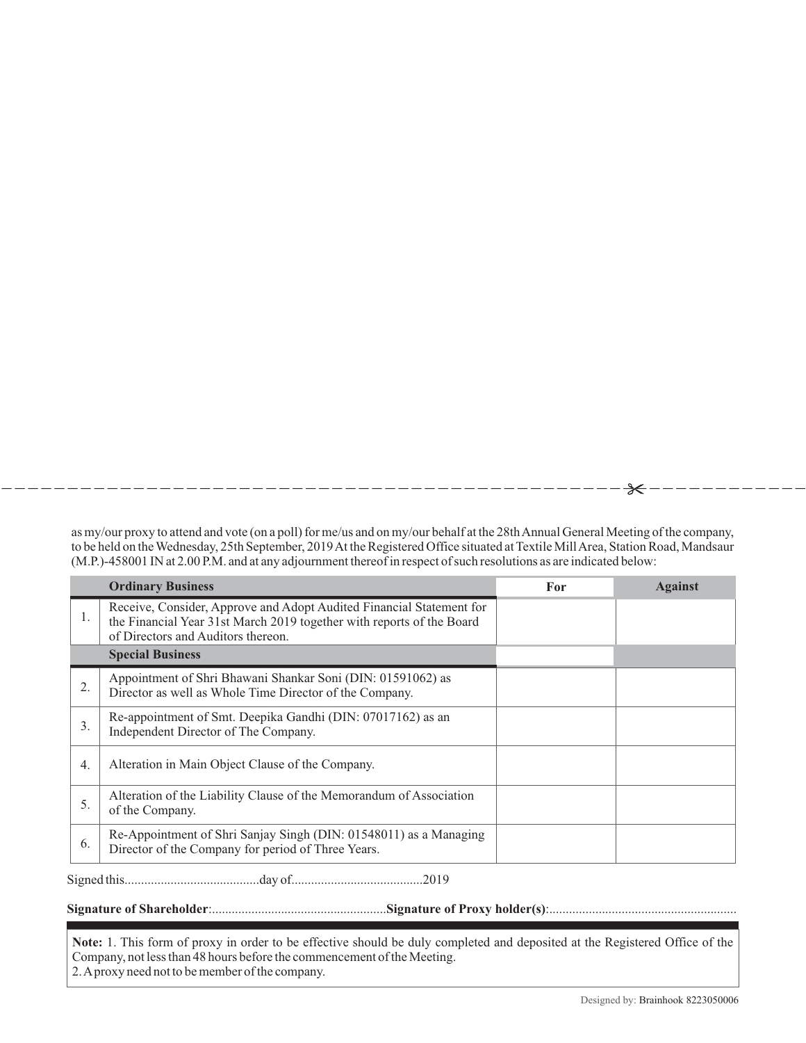as my/our proxy to attend and vote (on a poll) for me/us and on my/our behalf at the 28th Annual General Meeting of the company, to be held on the Wednesday, 25th September, 2019 At the Registered Office situated at Textile Mill Area, Station Road, Mandsaur (M.P.)-458001 IN at 2.00 P.M. and at any adjournment thereof in respect of such resolutions as are indicated below:

| | Ordinary Business | For | Against |
|---|---|---|---|
| 1. | Receive, Consider, Approve and Adopt Audited Financial Statement for the Financial Year 31st March 2019 together with reports of the Board of Directors and Auditors thereon. | | |
| | **Special Business** | | |
| 2. | Appointment of Shri Bhawani Shankar Soni (DIN: 01591062) as Director as well as Whole Time Director of the Company. | | |
| 3. | Re-appointment of Smt. Deepika Gandhi (DIN: 07017162) as an Independent Director of The Company. | | |
| 4. | Alteration in Main Object Clause of the Company. | | |
| 5. | Alteration of the Liability Clause of the Memorandum of Association of the Company. | | |
| 6. | Re-Appointment of Shri Sanjay Singh (DIN: 01548011) as a Managing Director of the Company for period of Three Years. | | |

Signed this.........................................day of.......................................2019

**Signature of Shareholder**:.....................................................**Signature of Proxy holder(s)**:.........................................................

**Note:** 1. This form of proxy in order to be effective should be duly completed and deposited at the Registered Office of the Company, not less than 48 hours before the commencement of the Meeting.
2. A proxy need not to be member of the company.

Designed by: Brainhook 8223050006